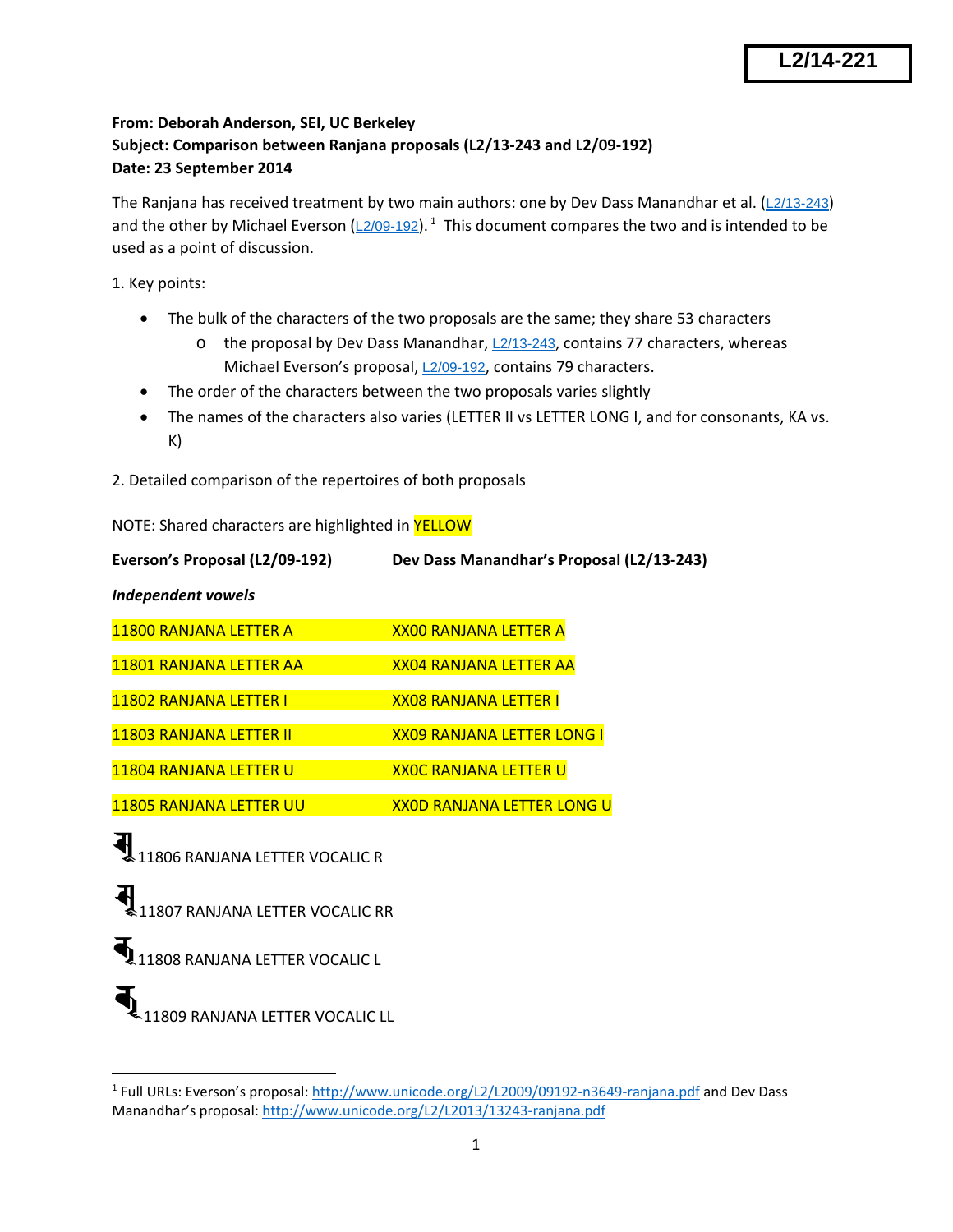**L2/14-221**

**From: Deborah Anderson, SEI, UC Berkeley**
**Subject: Comparison between Ranjana proposals (L2/13-243 and L2/09-192)**
**Date: 23 September 2014**

The Ranjana has received treatment by two main authors: one by Dev Dass Manandhar et al. (L2/13-243) and the other by Michael Everson (L2/09-192).[1] This document compares the two and is intended to be used as a point of discussion.

1. Key points:

- The bulk of the characters of the two proposals are the same; they share 53 characters
  - o the proposal by Dev Dass Manandhar, L2/13-243, contains 77 characters, whereas Michael Everson's proposal, L2/09-192, contains 79 characters.
- The order of the characters between the two proposals varies slightly
- The names of the characters also varies (LETTER II vs LETTER LONG I, and for consonants, KA vs. K)

2. Detailed comparison of the repertoires of both proposals

NOTE: Shared characters are highlighted in YELLOW

| **Everson's Proposal (L2/09-192)** | **Dev Dass Manandhar's Proposal (L2/13-243)** |
|---|---|
| ***Independent vowels*** | |
| 11800 RANJANA LETTER A | XX00 RANJANA LETTER A |
| 11801 RANJANA LETTER AA | XX04 RANJANA LETTER AA |
| 11802 RANJANA LETTER I | XX08 RANJANA LETTER I |
| 11803 RANJANA LETTER II | XX09 RANJANA LETTER LONG I |
| 11804 RANJANA LETTER U | XX0C RANJANA LETTER U |
| 11805 RANJANA LETTER UU | XX0D RANJANA LETTER LONG U |
| 11806 RANJANA LETTER VOCALIC R | |
| 11807 RANJANA LETTER VOCALIC RR | |
| 11808 RANJANA LETTER VOCALIC L | |
| 11809 RANJANA LETTER VOCALIC LL | |

[1] Full URLs: Everson's proposal: http://www.unicode.org/L2/L2009/09192-n3649-ranjana.pdf and Dev Dass Manandhar's proposal: http://www.unicode.org/L2/L2013/13243-ranjana.pdf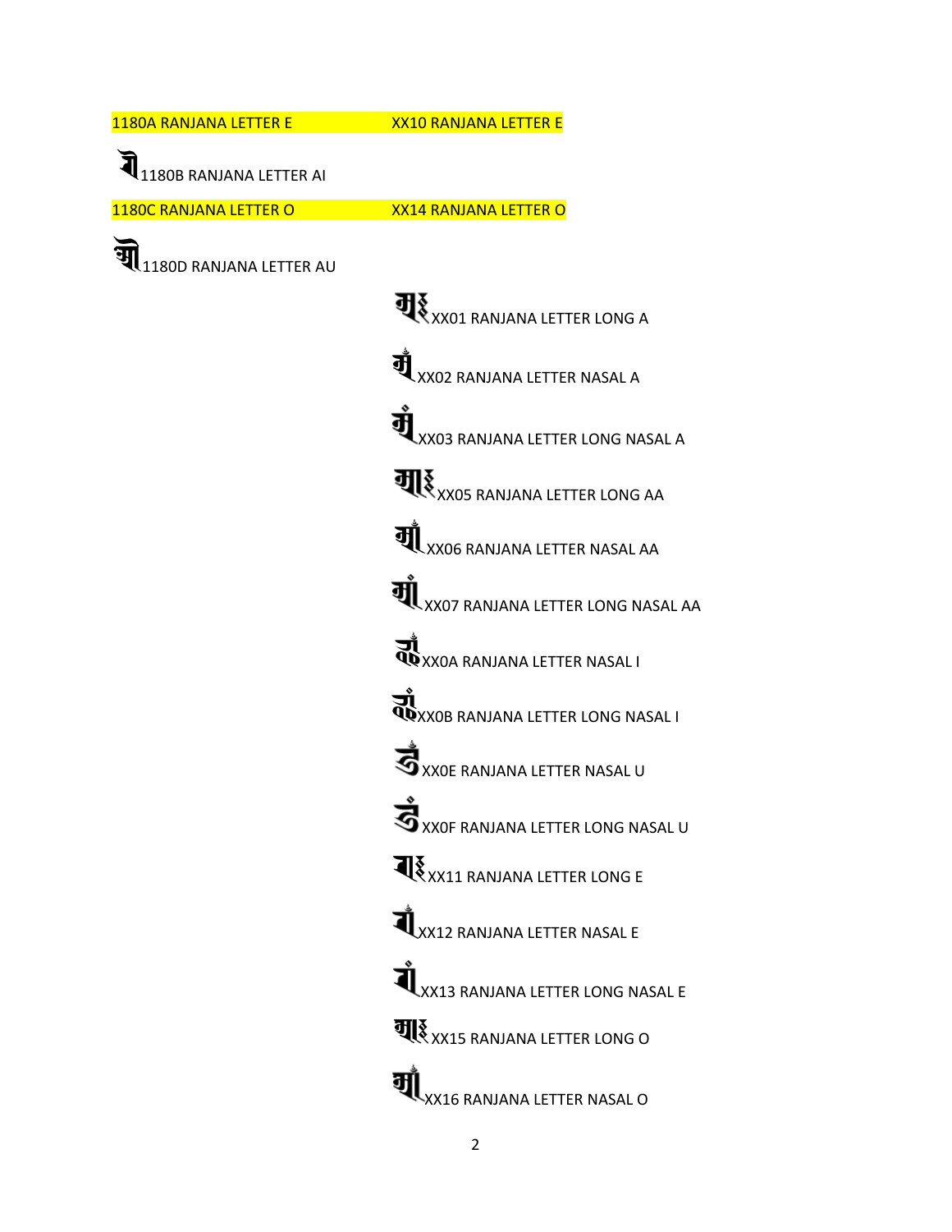1180A RANJANA LETTER E XX10 RANJANA LETTER E

1180B RANJANA LETTER AI

1180C RANJANA LETTER O XX14 RANJANA LETTER O

1180D RANJANA LETTER AU

XX01 RANJANA LETTER LONG A

XX02 RANJANA LETTER NASAL A

XX03 RANJANA LETTER LONG NASAL A

XX05 RANJANA LETTER LONG AA

XX06 RANJANA LETTER NASAL AA

XX07 RANJANA LETTER LONG NASAL AA

XX0A RANJANA LETTER NASAL I

XX0B RANJANA LETTER LONG NASAL I

XX0E RANJANA LETTER NASAL U

XX0F RANJANA LETTER LONG NASAL U

XX11 RANJANA LETTER LONG E

XX12 RANJANA LETTER NASAL E

XX13 RANJANA LETTER LONG NASAL E

XX15 RANJANA LETTER LONG O

XX16 RANJANA LETTER NASAL O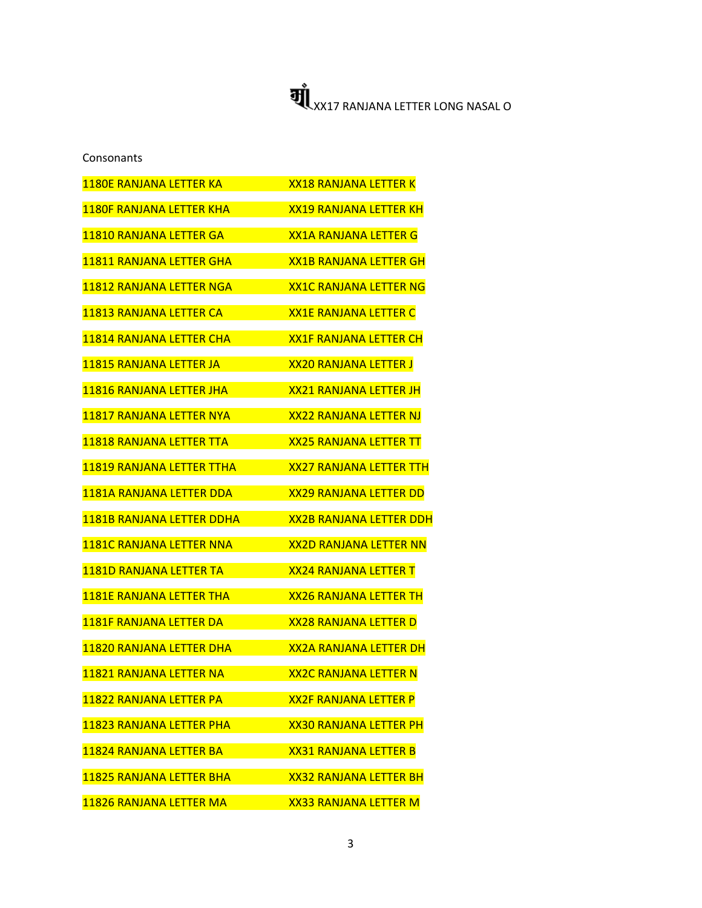ग्मों XX17 RANJANA LETTER LONG NASAL O

Consonants

| | |
|---|---|
| 1180E RANJANA LETTER KA | XX18 RANJANA LETTER K |
| 1180F RANJANA LETTER KHA | XX19 RANJANA LETTER KH |
| 11810 RANJANA LETTER GA | XX1A RANJANA LETTER G |
| 11811 RANJANA LETTER GHA | XX1B RANJANA LETTER GH |
| 11812 RANJANA LETTER NGA | XX1C RANJANA LETTER NG |
| 11813 RANJANA LETTER CA | XX1E RANJANA LETTER C |
| 11814 RANJANA LETTER CHA | XX1F RANJANA LETTER CH |
| 11815 RANJANA LETTER JA | XX20 RANJANA LETTER J |
| 11816 RANJANA LETTER JHA | XX21 RANJANA LETTER JH |
| 11817 RANJANA LETTER NYA | XX22 RANJANA LETTER NJ |
| 11818 RANJANA LETTER TTA | XX25 RANJANA LETTER TT |
| 11819 RANJANA LETTER TTHA | XX27 RANJANA LETTER TTH |
| 1181A RANJANA LETTER DDA | XX29 RANJANA LETTER DD |
| 1181B RANJANA LETTER DDHA | XX2B RANJANA LETTER DDH |
| 1181C RANJANA LETTER NNA | XX2D RANJANA LETTER NN |
| 1181D RANJANA LETTER TA | XX24 RANJANA LETTER T |
| 1181E RANJANA LETTER THA | XX26 RANJANA LETTER TH |
| 1181F RANJANA LETTER DA | XX28 RANJANA LETTER D |
| 11820 RANJANA LETTER DHA | XX2A RANJANA LETTER DH |
| 11821 RANJANA LETTER NA | XX2C RANJANA LETTER N |
| 11822 RANJANA LETTER PA | XX2F RANJANA LETTER P |
| 11823 RANJANA LETTER PHA | XX30 RANJANA LETTER PH |
| 11824 RANJANA LETTER BA | XX31 RANJANA LETTER B |
| 11825 RANJANA LETTER BHA | XX32 RANJANA LETTER BH |
| 11826 RANJANA LETTER MA | XX33 RANJANA LETTER M |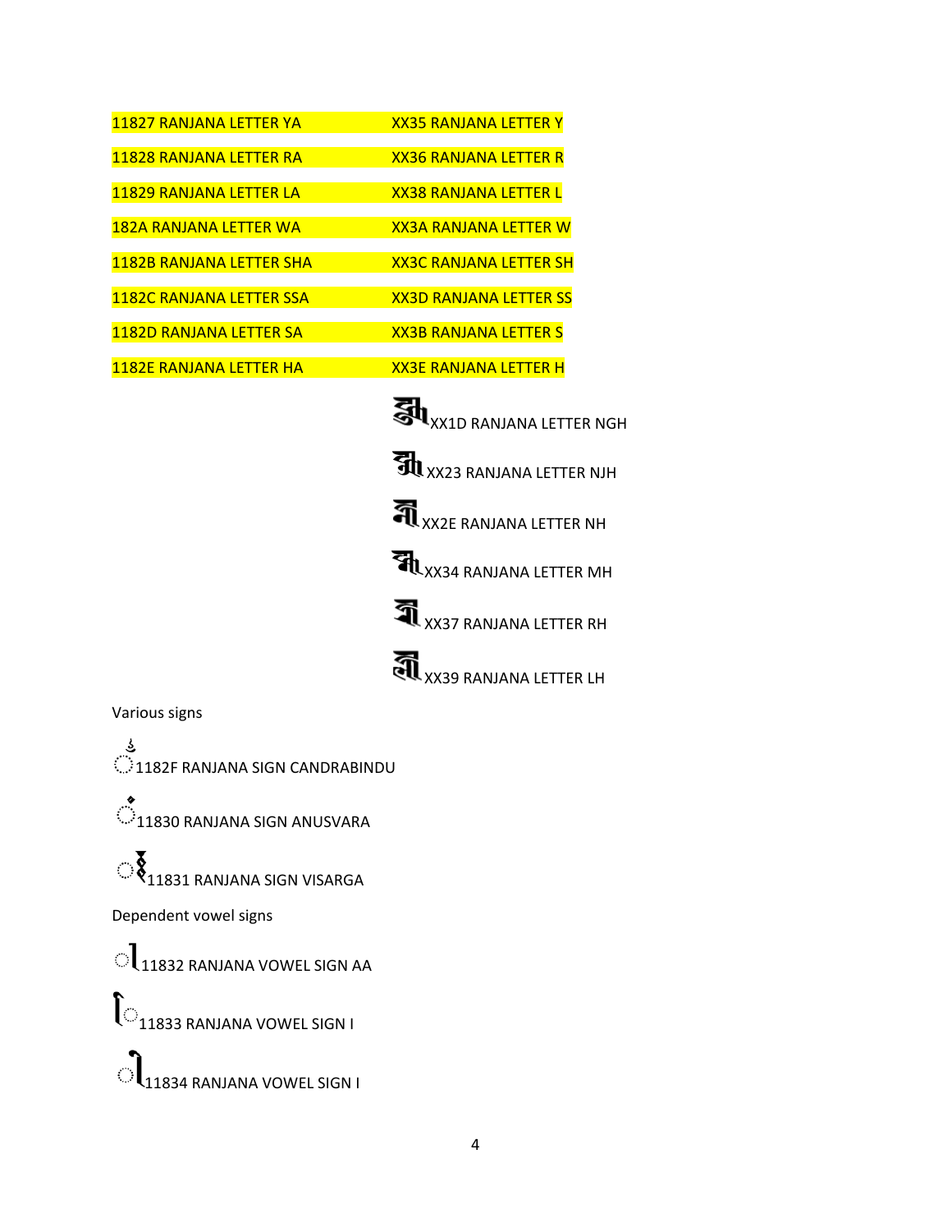| | |
|---|---|
| 11827 RANJANA LETTER YA | XX35 RANJANA LETTER Y |
| 11828 RANJANA LETTER RA | XX36 RANJANA LETTER R |
| 11829 RANJANA LETTER LA | XX38 RANJANA LETTER L |
| 182A RANJANA LETTER WA | XX3A RANJANA LETTER W |
| 1182B RANJANA LETTER SHA | XX3C RANJANA LETTER SH |
| 1182C RANJANA LETTER SSA | XX3D RANJANA LETTER SS |
| 1182D RANJANA LETTER SA | XX3B RANJANA LETTER S |
| 1182E RANJANA LETTER HA | XX3E RANJANA LETTER H |

XX1D RANJANA LETTER NGH

XX23 RANJANA LETTER NJH

XX2E RANJANA LETTER NH

XX34 RANJANA LETTER MH

XX37 RANJANA LETTER RH

XX39 RANJANA LETTER LH

Various signs

1182F RANJANA SIGN CANDRABINDU

11830 RANJANA SIGN ANUSVARA

11831 RANJANA SIGN VISARGA

Dependent vowel signs

11832 RANJANA VOWEL SIGN AA

11833 RANJANA VOWEL SIGN I

11834 RANJANA VOWEL SIGN I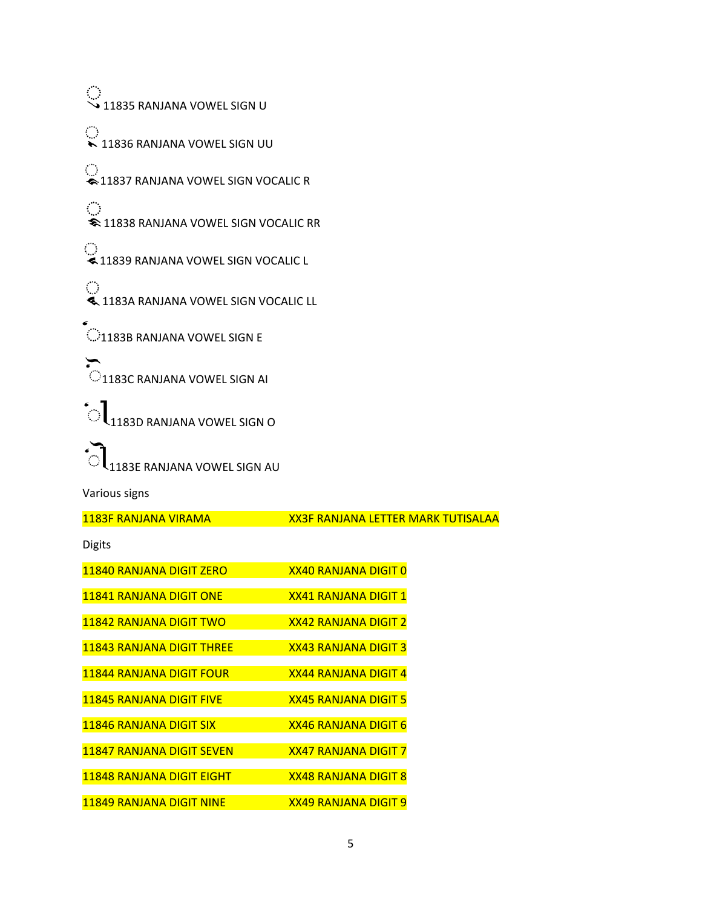11835 RANJANA VOWEL SIGN U

11836 RANJANA VOWEL SIGN UU

11837 RANJANA VOWEL SIGN VOCALIC R

11838 RANJANA VOWEL SIGN VOCALIC RR

11839 RANJANA VOWEL SIGN VOCALIC L

1183A RANJANA VOWEL SIGN VOCALIC LL

1183B RANJANA VOWEL SIGN E

1183C RANJANA VOWEL SIGN AI

1183D RANJANA VOWEL SIGN O

1183E RANJANA VOWEL SIGN AU

Various signs

| | |
|---|---|
| 1183F RANJANA VIRAMA | XX3F RANJANA LETTER MARK TUTISALAA |

Digits

| | |
|---|---|
| 11840 RANJANA DIGIT ZERO | XX40 RANJANA DIGIT 0 |
| 11841 RANJANA DIGIT ONE | XX41 RANJANA DIGIT 1 |
| 11842 RANJANA DIGIT TWO | XX42 RANJANA DIGIT 2 |
| 11843 RANJANA DIGIT THREE | XX43 RANJANA DIGIT 3 |
| 11844 RANJANA DIGIT FOUR | XX44 RANJANA DIGIT 4 |
| 11845 RANJANA DIGIT FIVE | XX45 RANJANA DIGIT 5 |
| 11846 RANJANA DIGIT SIX | XX46 RANJANA DIGIT 6 |
| 11847 RANJANA DIGIT SEVEN | XX47 RANJANA DIGIT 7 |
| 11848 RANJANA DIGIT EIGHT | XX48 RANJANA DIGIT 8 |
| 11849 RANJANA DIGIT NINE | XX49 RANJANA DIGIT 9 |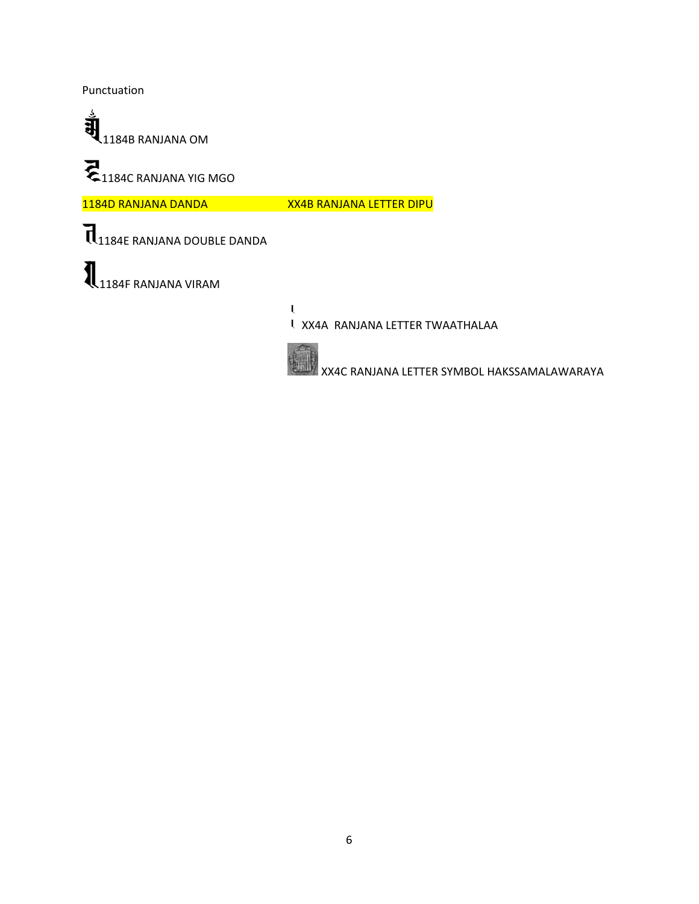Punctuation

1184B RANJANA OM

1184C RANJANA YIG MGO

1184D RANJANA DANDA XX4B RANJANA LETTER DIPU

1184E RANJANA DOUBLE DANDA

1184F RANJANA VIRAM

XX4A RANJANA LETTER TWAATHALAA

XX4C RANJANA LETTER SYMBOL HAKSSAMALAWARAYA